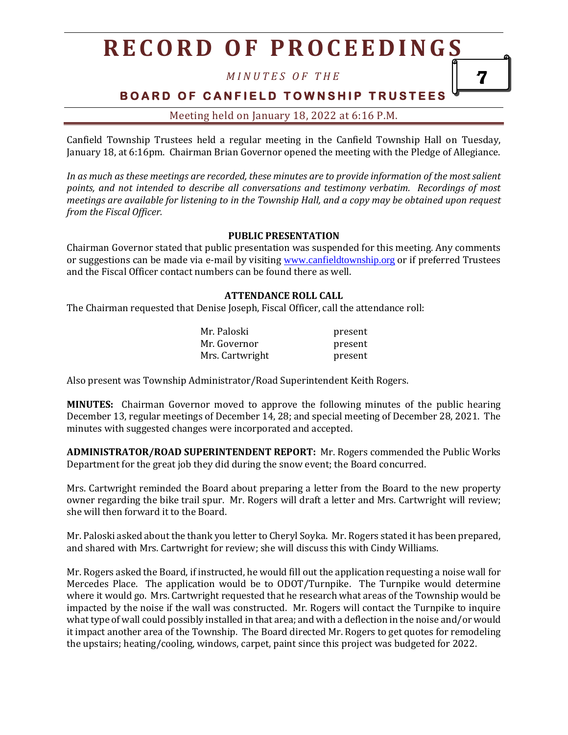# RECORD OF PROCEEDINGS

*MINUTES OF THE*

## BOARD OF CANFIELD TOWNSHIP TRUSTEES

Meeting held on January 18, 2022 at 6:16 P.M.

Canfield Township Trustees held a regular meeting in the Canfield Township Hall on Tuesday, January 18, at 6:16pm. Chairman Brian Governor opened the meeting with the Pledge of Allegiance.

*In as much as these meetings are recorded, these minutes are to provide information of the most salient points, and not intended to describe all conversations and testimony verbatim. Recordings of most meetings are available for listening to in the Township Hall, and a copy may be obtained upon request from the Fiscal Officer.*

**PUBLIC PRESENTATION**

Chairman Governor stated that public presentation was suspended for this meeting. Any comments or suggestions can be made via e-mail by visiting www.canfieldtownship.org or if preferred Trustees and the Fiscal Officer contact numbers can be found there as well.

**ATTENDANCE ROLL CALL**

The Chairman requested that Denise Joseph, Fiscal Officer, call the attendance roll:

| | |
|---|---|
| Mr. Paloski | present |
| Mr. Governor | present |
| Mrs. Cartwright | present |

Also present was Township Administrator/Road Superintendent Keith Rogers.

**MINUTES:** Chairman Governor moved to approve the following minutes of the public hearing December 13, regular meetings of December 14, 28; and special meeting of December 28, 2021. The minutes with suggested changes were incorporated and accepted.

**ADMINISTRATOR/ROAD SUPERINTENDENT REPORT:** Mr. Rogers commended the Public Works Department for the great job they did during the snow event; the Board concurred.

Mrs. Cartwright reminded the Board about preparing a letter from the Board to the new property owner regarding the bike trail spur. Mr. Rogers will draft a letter and Mrs. Cartwright will review; she will then forward it to the Board.

Mr. Paloski asked about the thank you letter to Cheryl Soyka. Mr. Rogers stated it has been prepared, and shared with Mrs. Cartwright for review; she will discuss this with Cindy Williams.

Mr. Rogers asked the Board, if instructed, he would fill out the application requesting a noise wall for Mercedes Place. The application would be to ODOT/Turnpike. The Turnpike would determine where it would go. Mrs. Cartwright requested that he research what areas of the Township would be impacted by the noise if the wall was constructed. Mr. Rogers will contact the Turnpike to inquire what type of wall could possibly installed in that area; and with a deflection in the noise and/or would it impact another area of the Township. The Board directed Mr. Rogers to get quotes for remodeling the upstairs; heating/cooling, windows, carpet, paint since this project was budgeted for 2022.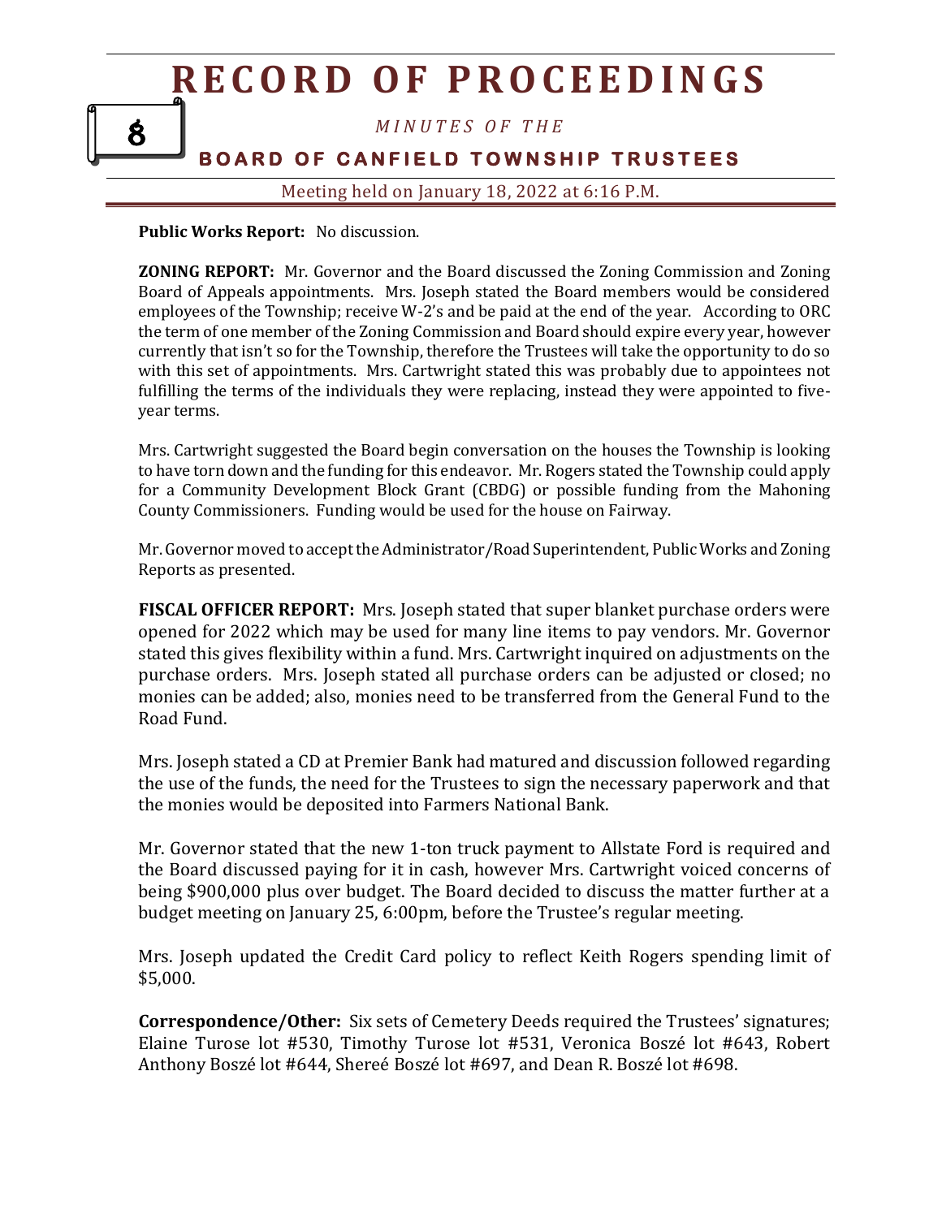**Public Works Report:** No discussion.

**ZONING REPORT:** Mr. Governor and the Board discussed the Zoning Commission and Zoning Board of Appeals appointments. Mrs. Joseph stated the Board members would be considered employees of the Township; receive W-2's and be paid at the end of the year. According to ORC the term of one member of the Zoning Commission and Board should expire every year, however currently that isn't so for the Township, therefore the Trustees will take the opportunity to do so with this set of appointments. Mrs. Cartwright stated this was probably due to appointees not fulfilling the terms of the individuals they were replacing, instead they were appointed to five-year terms.

Mrs. Cartwright suggested the Board begin conversation on the houses the Township is looking to have torn down and the funding for this endeavor. Mr. Rogers stated the Township could apply for a Community Development Block Grant (CBDG) or possible funding from the Mahoning County Commissioners. Funding would be used for the house on Fairway.

Mr. Governor moved to accept the Administrator/Road Superintendent, Public Works and Zoning Reports as presented.

**FISCAL OFFICER REPORT:** Mrs. Joseph stated that super blanket purchase orders were opened for 2022 which may be used for many line items to pay vendors. Mr. Governor stated this gives flexibility within a fund. Mrs. Cartwright inquired on adjustments on the purchase orders. Mrs. Joseph stated all purchase orders can be adjusted or closed; no monies can be added; also, monies need to be transferred from the General Fund to the Road Fund.

Mrs. Joseph stated a CD at Premier Bank had matured and discussion followed regarding the use of the funds, the need for the Trustees to sign the necessary paperwork and that the monies would be deposited into Farmers National Bank.

Mr. Governor stated that the new 1-ton truck payment to Allstate Ford is required and the Board discussed paying for it in cash, however Mrs. Cartwright voiced concerns of being $900,000 plus over budget. The Board decided to discuss the matter further at a budget meeting on January 25, 6:00pm, before the Trustee's regular meeting.

Mrs. Joseph updated the Credit Card policy to reflect Keith Rogers spending limit of $5,000.

**Correspondence/Other:** Six sets of Cemetery Deeds required the Trustees' signatures; Elaine Turose lot #530, Timothy Turose lot #531, Veronica Boszé lot #643, Robert Anthony Boszé lot #644, Shereé Boszé lot #697, and Dean R. Boszé lot #698.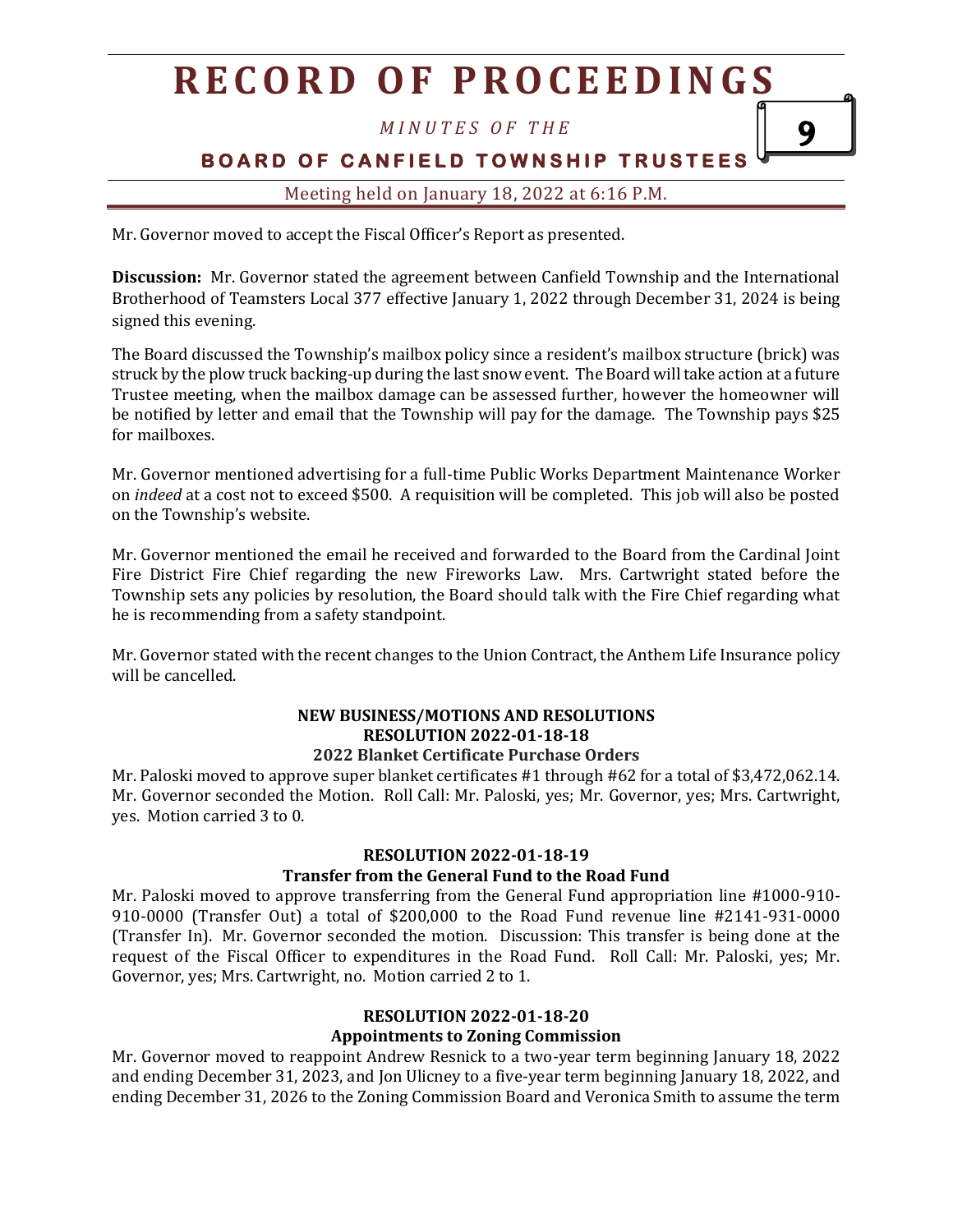Mr. Governor moved to accept the Fiscal Officer's Report as presented.

**Discussion:** Mr. Governor stated the agreement between Canfield Township and the International Brotherhood of Teamsters Local 377 effective January 1, 2022 through December 31, 2024 is being signed this evening.

The Board discussed the Township's mailbox policy since a resident's mailbox structure (brick) was struck by the plow truck backing-up during the last snow event. The Board will take action at a future Trustee meeting, when the mailbox damage can be assessed further, however the homeowner will be notified by letter and email that the Township will pay for the damage. The Township pays $25 for mailboxes.

Mr. Governor mentioned advertising for a full-time Public Works Department Maintenance Worker on *indeed* at a cost not to exceed $500. A requisition will be completed. This job will also be posted on the Township's website.

Mr. Governor mentioned the email he received and forwarded to the Board from the Cardinal Joint Fire District Fire Chief regarding the new Fireworks Law. Mrs. Cartwright stated before the Township sets any policies by resolution, the Board should talk with the Fire Chief regarding what he is recommending from a safety standpoint.

Mr. Governor stated with the recent changes to the Union Contract, the Anthem Life Insurance policy will be cancelled.

**NEW BUSINESS/MOTIONS AND RESOLUTIONS**
**RESOLUTION 2022-01-18-18**
**2022 Blanket Certificate Purchase Orders**

Mr. Paloski moved to approve super blanket certificates #1 through #62 for a total of $3,472,062.14. Mr. Governor seconded the Motion. Roll Call: Mr. Paloski, yes; Mr. Governor, yes; Mrs. Cartwright, yes. Motion carried 3 to 0.

**RESOLUTION 2022-01-18-19**
**Transfer from the General Fund to the Road Fund**

Mr. Paloski moved to approve transferring from the General Fund appropriation line #1000-910-910-0000 (Transfer Out) a total of $200,000 to the Road Fund revenue line #2141-931-0000 (Transfer In). Mr. Governor seconded the motion. Discussion: This transfer is being done at the request of the Fiscal Officer to expenditures in the Road Fund. Roll Call: Mr. Paloski, yes; Mr. Governor, yes; Mrs. Cartwright, no. Motion carried 2 to 1.

**RESOLUTION 2022-01-18-20**
**Appointments to Zoning Commission**

Mr. Governor moved to reappoint Andrew Resnick to a two-year term beginning January 18, 2022 and ending December 31, 2023, and Jon Ulicney to a five-year term beginning January 18, 2022, and ending December 31, 2026 to the Zoning Commission Board and Veronica Smith to assume the term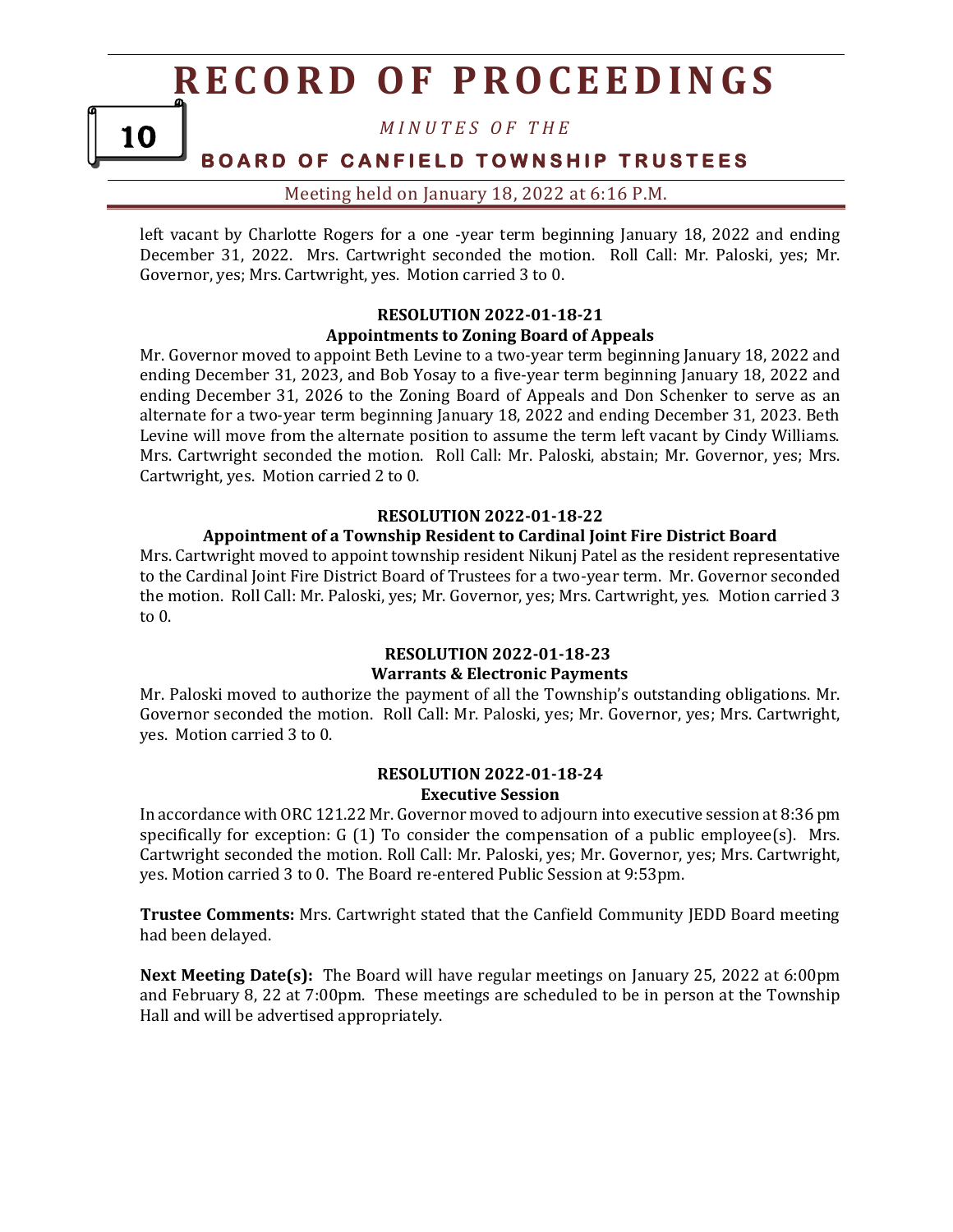left vacant by Charlotte Rogers for a one -year term beginning January 18, 2022 and ending December 31, 2022. Mrs. Cartwright seconded the motion. Roll Call: Mr. Paloski, yes; Mr. Governor, yes; Mrs. Cartwright, yes. Motion carried 3 to 0.

**RESOLUTION 2022-01-18-21**
**Appointments to Zoning Board of Appeals**

Mr. Governor moved to appoint Beth Levine to a two-year term beginning January 18, 2022 and ending December 31, 2023, and Bob Yosay to a five-year term beginning January 18, 2022 and ending December 31, 2026 to the Zoning Board of Appeals and Don Schenker to serve as an alternate for a two-year term beginning January 18, 2022 and ending December 31, 2023. Beth Levine will move from the alternate position to assume the term left vacant by Cindy Williams. Mrs. Cartwright seconded the motion. Roll Call: Mr. Paloski, abstain; Mr. Governor, yes; Mrs. Cartwright, yes. Motion carried 2 to 0.

**RESOLUTION 2022-01-18-22**
**Appointment of a Township Resident to Cardinal Joint Fire District Board**

Mrs. Cartwright moved to appoint township resident Nikunj Patel as the resident representative to the Cardinal Joint Fire District Board of Trustees for a two-year term. Mr. Governor seconded the motion. Roll Call: Mr. Paloski, yes; Mr. Governor, yes; Mrs. Cartwright, yes. Motion carried 3 to 0.

**RESOLUTION 2022-01-18-23**
**Warrants & Electronic Payments**

Mr. Paloski moved to authorize the payment of all the Township's outstanding obligations. Mr. Governor seconded the motion. Roll Call: Mr. Paloski, yes; Mr. Governor, yes; Mrs. Cartwright, yes. Motion carried 3 to 0.

**RESOLUTION 2022-01-18-24**
**Executive Session**

In accordance with ORC 121.22 Mr. Governor moved to adjourn into executive session at 8:36 pm specifically for exception: G (1) To consider the compensation of a public employee(s). Mrs. Cartwright seconded the motion. Roll Call: Mr. Paloski, yes; Mr. Governor, yes; Mrs. Cartwright, yes. Motion carried 3 to 0. The Board re-entered Public Session at 9:53pm.

**Trustee Comments:** Mrs. Cartwright stated that the Canfield Community JEDD Board meeting had been delayed.

**Next Meeting Date(s):** The Board will have regular meetings on January 25, 2022 at 6:00pm and February 8, 22 at 7:00pm. These meetings are scheduled to be in person at the Township Hall and will be advertised appropriately.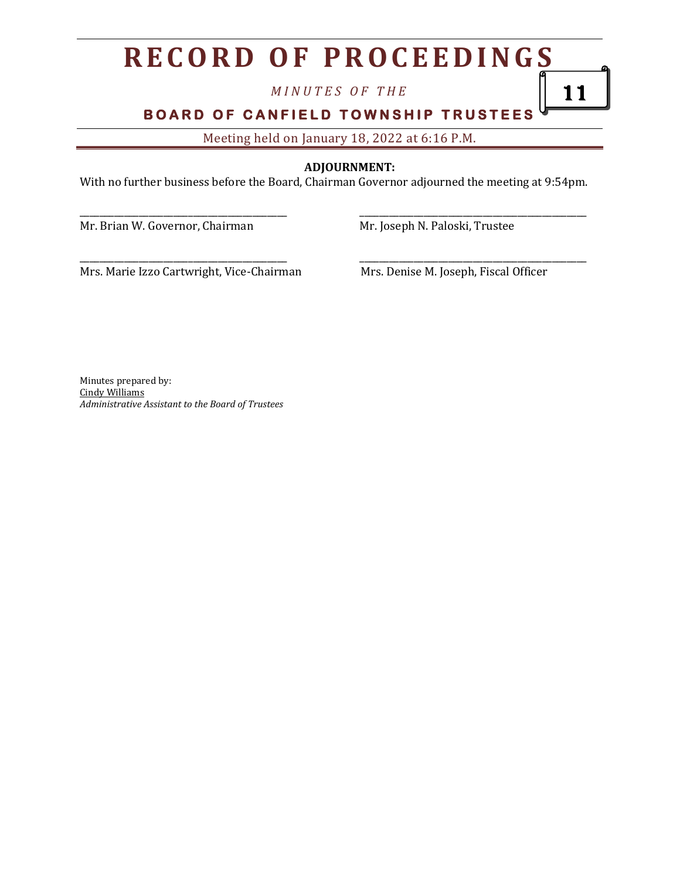**ADJOURNMENT:**

With no further business before the Board, Chairman Governor adjourned the meeting at 9:54pm.

| | |
|---|---|
| _______________________________ | _______________________________ |
| Mr. Brian W. Governor, Chairman | Mr. Joseph N. Paloski, Trustee |
| _______________________________ | _______________________________ |
| Mrs. Marie Izzo Cartwright, Vice-Chairman | Mrs. Denise M. Joseph, Fiscal Officer |

Minutes prepared by:
Cindy Williams
*Administrative Assistant to the Board of Trustees*